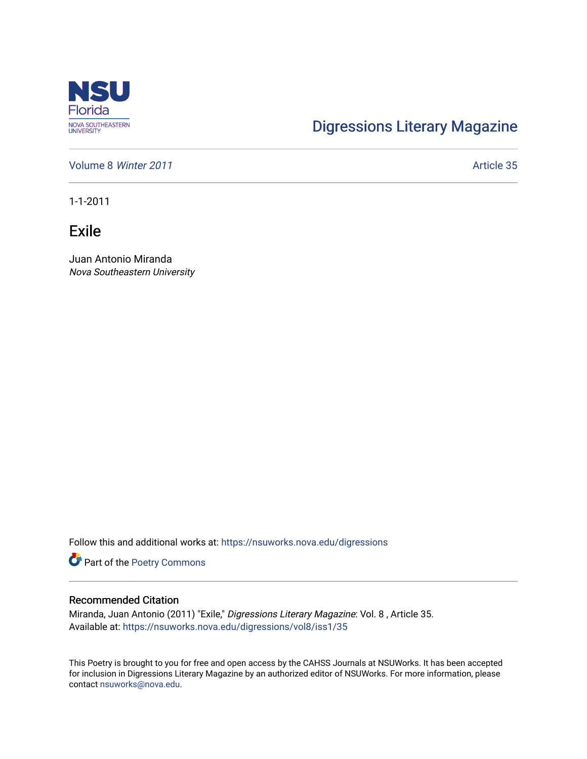Digressions Literary Magazine

Volume 8 *Winter 2011*

Article 35

1-1-2011

# Exile

Juan Antonio Miranda
*Nova Southeastern University*

Follow this and additional works at: https://nsuworks.nova.edu/digressions

Part of the Poetry Commons

## Recommended Citation

Miranda, Juan Antonio (2011) "Exile," *Digressions Literary Magazine*: Vol. 8 , Article 35.
Available at: https://nsuworks.nova.edu/digressions/vol8/iss1/35

This Poetry is brought to you for free and open access by the CAHSS Journals at NSUWorks. It has been accepted for inclusion in Digressions Literary Magazine by an authorized editor of NSUWorks. For more information, please contact nsuworks@nova.edu.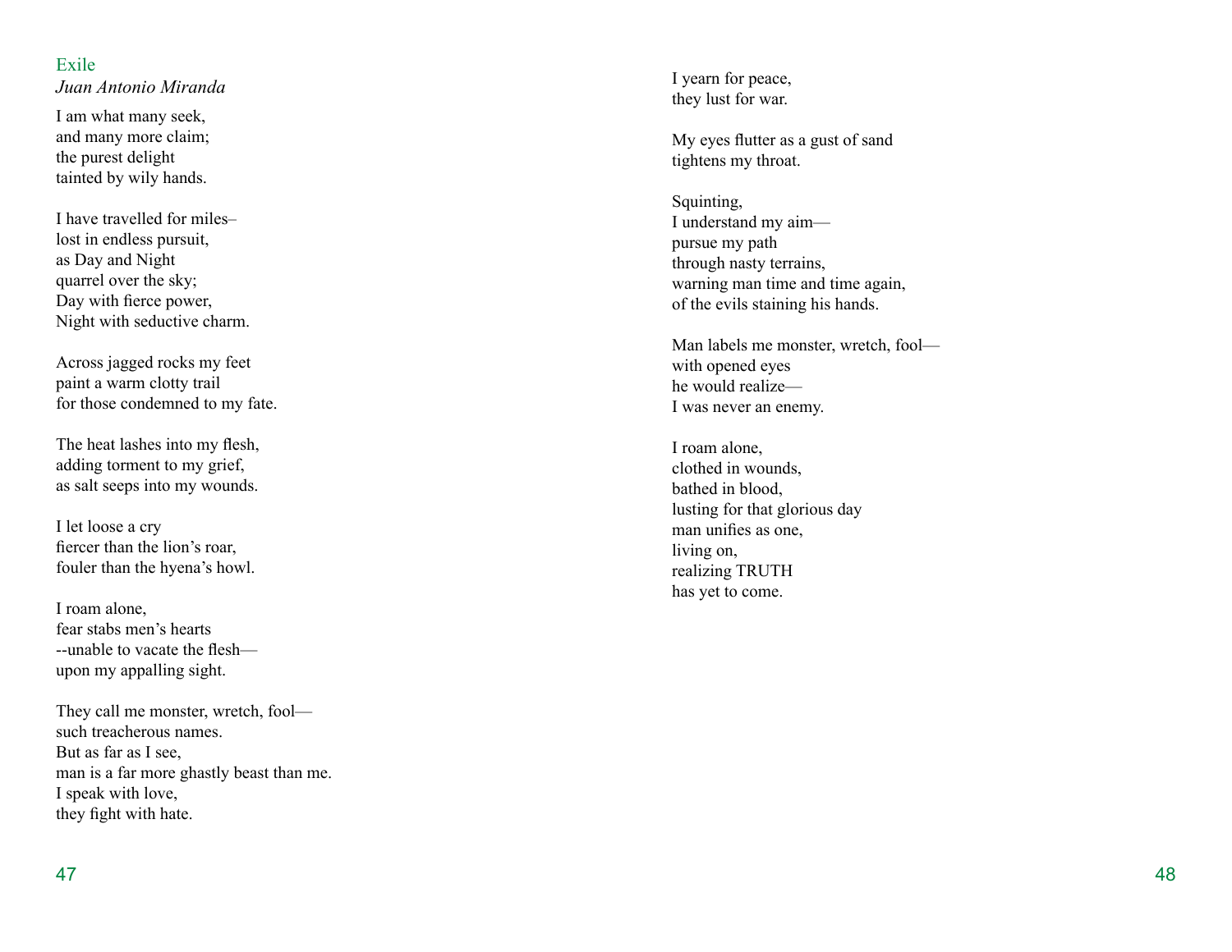## Exile

*Juan Antonio Miranda*

I am what many seek,  
and many more claim;  
the purest delight  
tainted by wily hands.

I have travelled for miles–  
lost in endless pursuit,  
as Day and Night  
quarrel over the sky;  
Day with fierce power,  
Night with seductive charm.

Across jagged rocks my feet  
paint a warm clotty trail  
for those condemned to my fate.

The heat lashes into my flesh,  
adding torment to my grief,  
as salt seeps into my wounds.

I let loose a cry  
fiercer than the lion's roar,  
fouler than the hyena's howl.

I roam alone,  
fear stabs men's hearts  
--unable to vacate the flesh—  
upon my appalling sight.

They call me monster, wretch, fool—  
such treacherous names.  
But as far as I see,  
man is a far more ghastly beast than me.  
I speak with love,  
they fight with hate.

I yearn for peace,  
they lust for war.

My eyes flutter as a gust of sand  
tightens my throat.

Squinting,  
I understand my aim—  
pursue my path  
through nasty terrains,  
warning man time and time again,  
of the evils staining his hands.

Man labels me monster, wretch, fool—  
with opened eyes  
he would realize—  
I was never an enemy.

I roam alone,  
clothed in wounds,  
bathed in blood,  
lusting for that glorious day  
man unifies as one,  
living on,  
realizing TRUTH  
has yet to come.